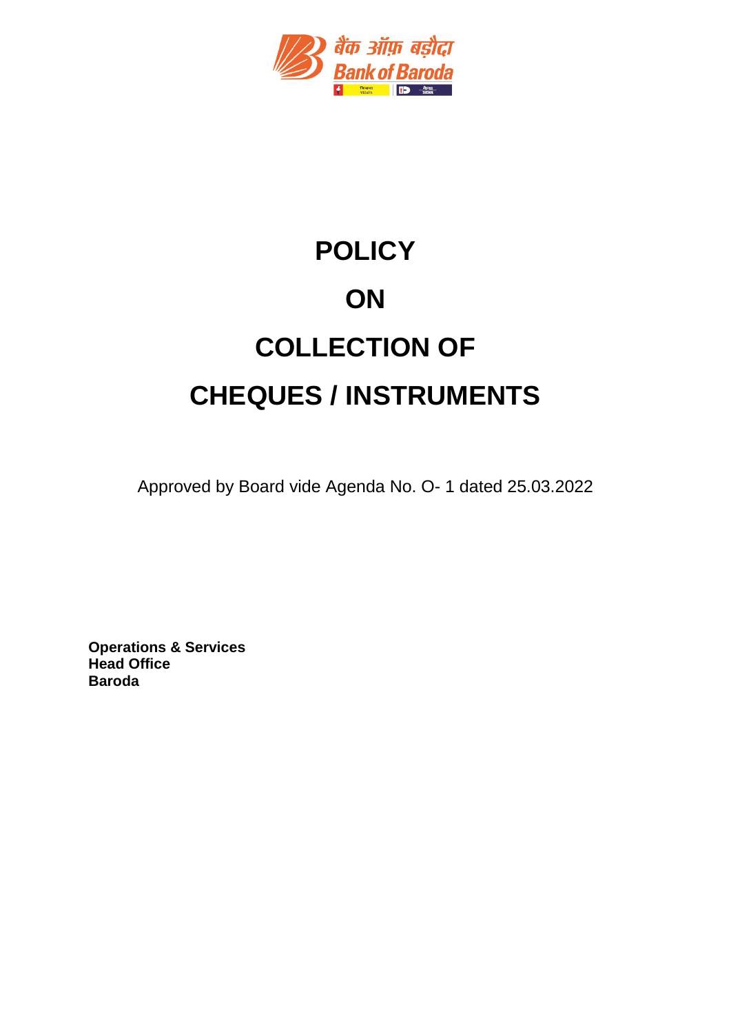बैंक ऑफ़ बड़ौदा

Bank of Baroda

# POLICY

# ON

# COLLECTION OF

# CHEQUES / INSTRUMENTS

Approved by Board vide Agenda No. O- 1 dated 25.03.2022

**Operations & Services**
**Head Office**
**Baroda**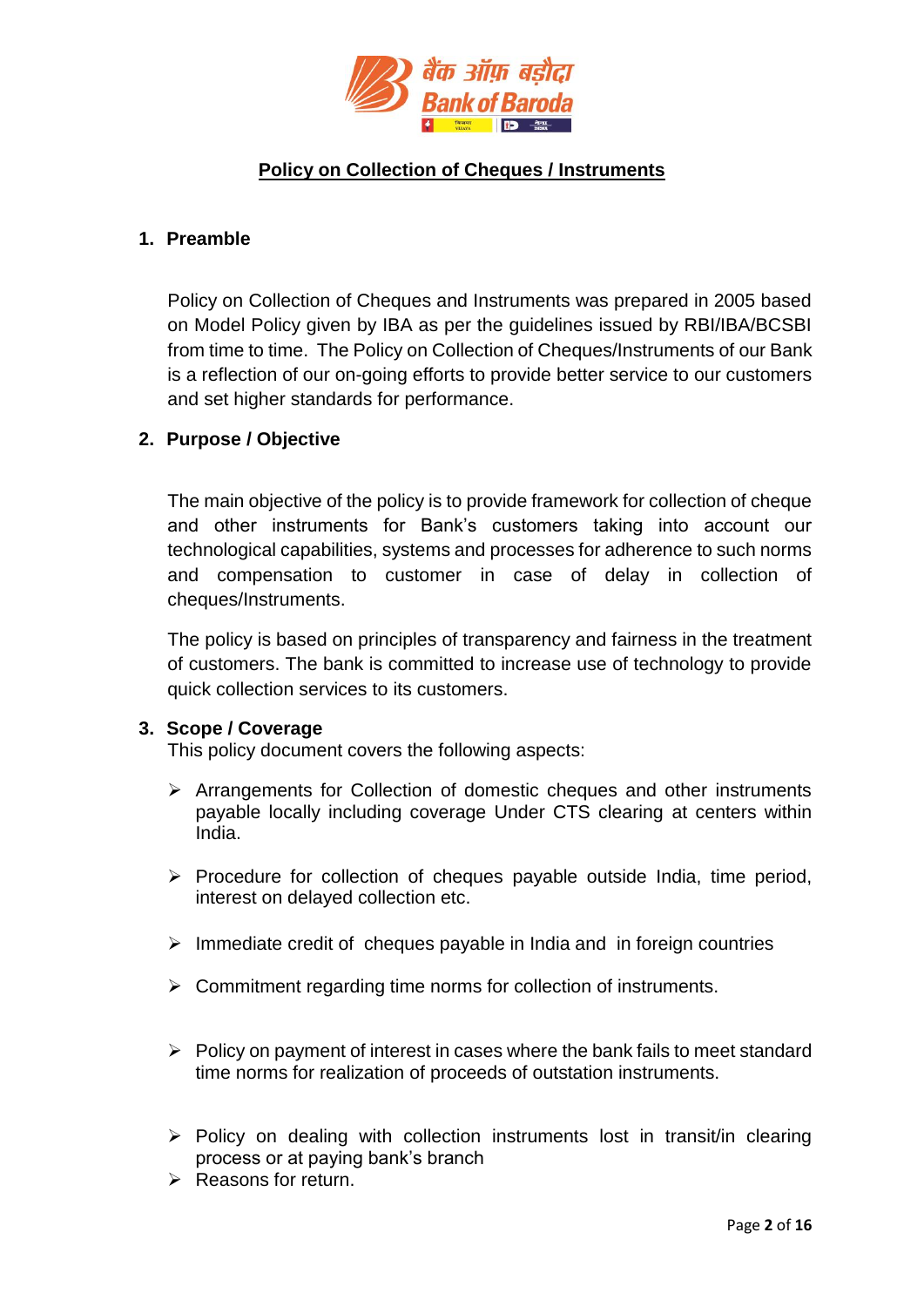## Policy on Collection of Cheques / Instruments

### 1. Preamble

Policy on Collection of Cheques and Instruments was prepared in 2005 based on Model Policy given by IBA as per the guidelines issued by RBI/IBA/BCSBI from time to time. The Policy on Collection of Cheques/Instruments of our Bank is a reflection of our on-going efforts to provide better service to our customers and set higher standards for performance.

### 2. Purpose / Objective

The main objective of the policy is to provide framework for collection of cheque and other instruments for Bank's customers taking into account our technological capabilities, systems and processes for adherence to such norms and compensation to customer in case of delay in collection of cheques/Instruments.

The policy is based on principles of transparency and fairness in the treatment of customers. The bank is committed to increase use of technology to provide quick collection services to its customers.

### 3. Scope / Coverage

This policy document covers the following aspects:

- Arrangements for Collection of domestic cheques and other instruments payable locally including coverage Under CTS clearing at centers within India.
- Procedure for collection of cheques payable outside India, time period, interest on delayed collection etc.
- Immediate credit of cheques payable in India and in foreign countries
- Commitment regarding time norms for collection of instruments.
- Policy on payment of interest in cases where the bank fails to meet standard time norms for realization of proceeds of outstation instruments.
- Policy on dealing with collection instruments lost in transit/in clearing process or at paying bank's branch
- Reasons for return.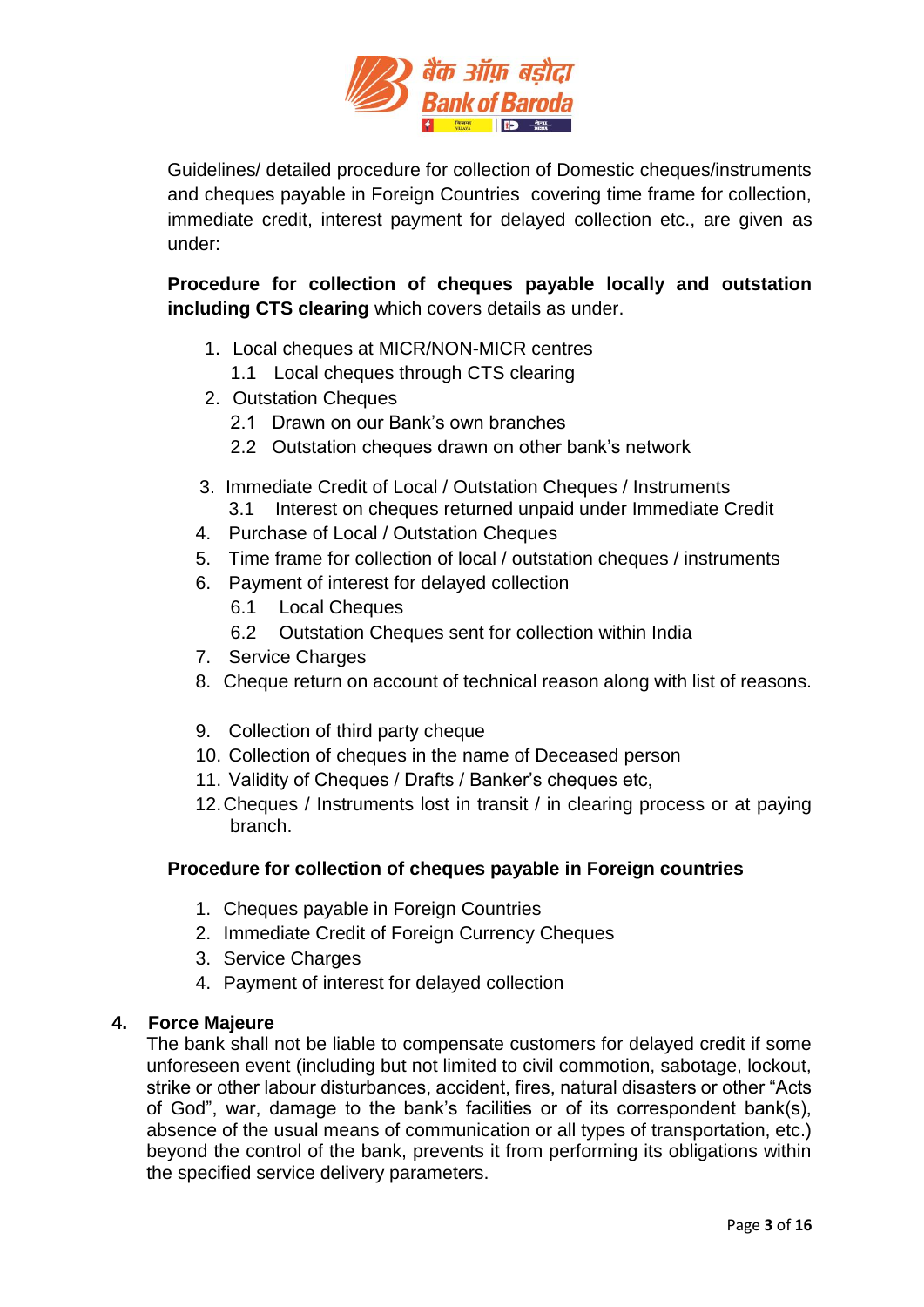Guidelines/ detailed procedure for collection of Domestic cheques/instruments and cheques payable in Foreign Countries covering time frame for collection, immediate credit, interest payment for delayed collection etc., are given as under:

**Procedure for collection of cheques payable locally and outstation including CTS clearing** which covers details as under.

1. Local cheques at MICR/NON-MICR centres
   - 1.1 Local cheques through CTS clearing
2. Outstation Cheques
   - 2.1 Drawn on our Bank's own branches
   - 2.2 Outstation cheques drawn on other bank's network
3. Immediate Credit of Local / Outstation Cheques / Instruments
   - 3.1 Interest on cheques returned unpaid under Immediate Credit
4. Purchase of Local / Outstation Cheques
5. Time frame for collection of local / outstation cheques / instruments
6. Payment of interest for delayed collection
   - 6.1 Local Cheques
   - 6.2 Outstation Cheques sent for collection within India
7. Service Charges
8. Cheque return on account of technical reason along with list of reasons.
9. Collection of third party cheque
10. Collection of cheques in the name of Deceased person
11. Validity of Cheques / Drafts / Banker's cheques etc,
12. Cheques / Instruments lost in transit / in clearing process or at paying branch.

**Procedure for collection of cheques payable in Foreign countries**

1. Cheques payable in Foreign Countries
2. Immediate Credit of Foreign Currency Cheques
3. Service Charges
4. Payment of interest for delayed collection

## 4. Force Majeure

The bank shall not be liable to compensate customers for delayed credit if some unforeseen event (including but not limited to civil commotion, sabotage, lockout, strike or other labour disturbances, accident, fires, natural disasters or other "Acts of God", war, damage to the bank's facilities or of its correspondent bank(s), absence of the usual means of communication or all types of transportation, etc.) beyond the control of the bank, prevents it from performing its obligations within the specified service delivery parameters.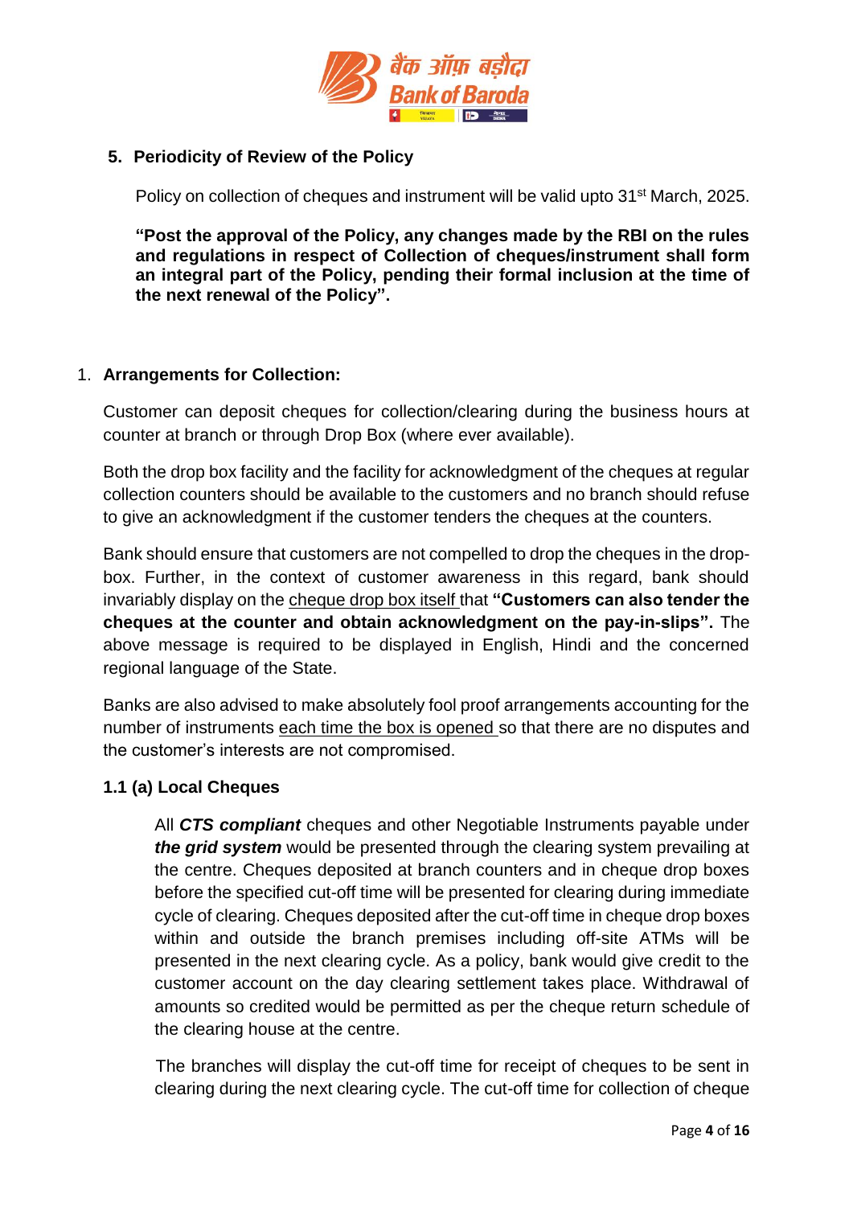## 5. Periodicity of Review of the Policy

Policy on collection of cheques and instrument will be valid upto 31st March, 2025.

**"Post the approval of the Policy, any changes made by the RBI on the rules and regulations in respect of Collection of cheques/instrument shall form an integral part of the Policy, pending their formal inclusion at the time of the next renewal of the Policy".**

## 1. Arrangements for Collection:

Customer can deposit cheques for collection/clearing during the business hours at counter at branch or through Drop Box (where ever available).

Both the drop box facility and the facility for acknowledgment of the cheques at regular collection counters should be available to the customers and no branch should refuse to give an acknowledgment if the customer tenders the cheques at the counters.

Bank should ensure that customers are not compelled to drop the cheques in the drop-box. Further, in the context of customer awareness in this regard, bank should invariably display on the <u>cheque drop box itself</u> that **"Customers can also tender the cheques at the counter and obtain acknowledgment on the pay-in-slips".** The above message is required to be displayed in English, Hindi and the concerned regional language of the State.

Banks are also advised to make absolutely fool proof arrangements accounting for the number of instruments <u>each time the box is opened</u> so that there are no disputes and the customer's interests are not compromised.

### 1.1 (a) Local Cheques

All ***CTS compliant*** cheques and other Negotiable Instruments payable under ***the grid system*** would be presented through the clearing system prevailing at the centre. Cheques deposited at branch counters and in cheque drop boxes before the specified cut-off time will be presented for clearing during immediate cycle of clearing. Cheques deposited after the cut-off time in cheque drop boxes within and outside the branch premises including off-site ATMs will be presented in the next clearing cycle. As a policy, bank would give credit to the customer account on the day clearing settlement takes place. Withdrawal of amounts so credited would be permitted as per the cheque return schedule of the clearing house at the centre.

The branches will display the cut-off time for receipt of cheques to be sent in clearing during the next clearing cycle. The cut-off time for collection of cheque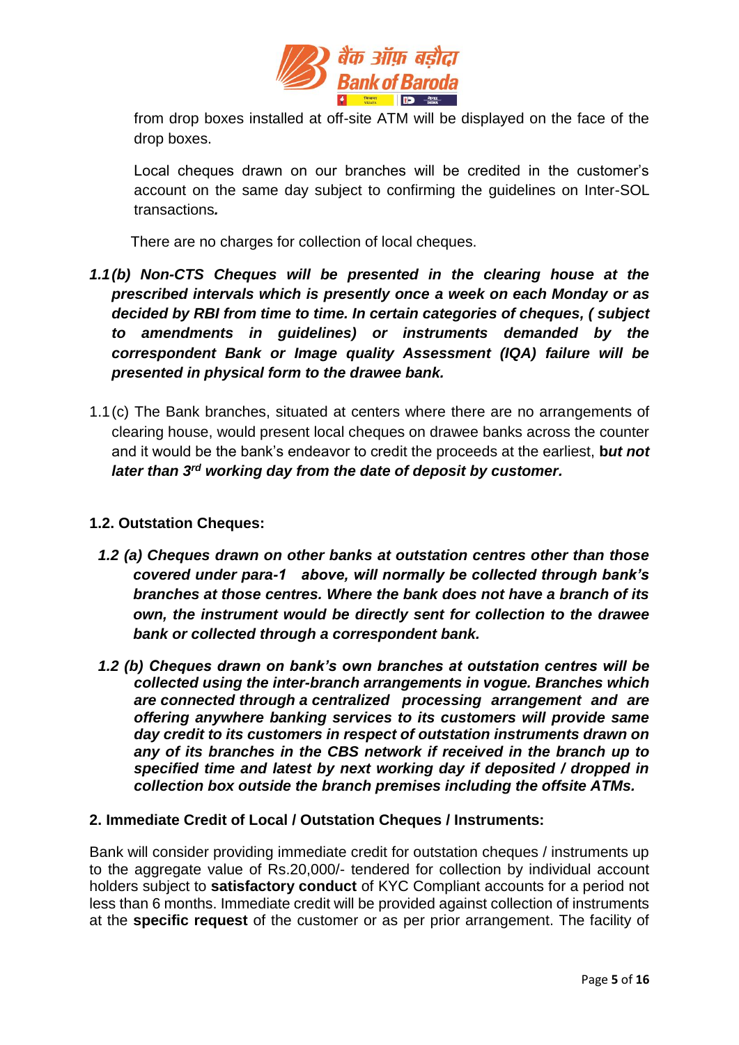from drop boxes installed at off-site ATM will be displayed on the face of the drop boxes.

Local cheques drawn on our branches will be credited in the customer's account on the same day subject to confirming the guidelines on Inter-SOL transactions*.*

There are no charges for collection of local cheques.

***1.1(b) Non-CTS Cheques will be presented in the clearing house at the prescribed intervals which is presently once a week on each Monday or as decided by RBI from time to time. In certain categories of cheques, ( subject to amendments in guidelines) or instruments demanded by the correspondent Bank or Image quality Assessment (IQA) failure will be presented in physical form to the drawee bank.***

1.1(c) The Bank branches, situated at centers where there are no arrangements of clearing house, would present local cheques on drawee banks across the counter and it would be the bank's endeavor to credit the proceeds at the earliest, **b*ut not later than 3rd working day from the date of deposit by customer.***

**1.2. Outstation Cheques:**

***1.2 (a) Cheques drawn on other banks at outstation centres other than those covered under para-1 above, will normally be collected through bank's branches at those centres. Where the bank does not have a branch of its own, the instrument would be directly sent for collection to the drawee bank or collected through a correspondent bank.***

***1.2 (b) Cheques drawn on bank's own branches at outstation centres will be collected using the inter-branch arrangements in vogue. Branches which are connected through a centralized processing arrangement and are offering anywhere banking services to its customers will provide same day credit to its customers in respect of outstation instruments drawn on any of its branches in the CBS network if received in the branch up to specified time and latest by next working day if deposited / dropped in collection box outside the branch premises including the offsite ATMs.***

**2. Immediate Credit of Local / Outstation Cheques / Instruments:**

Bank will consider providing immediate credit for outstation cheques / instruments up to the aggregate value of Rs.20,000/- tendered for collection by individual account holders subject to **satisfactory conduct** of KYC Compliant accounts for a period not less than 6 months. Immediate credit will be provided against collection of instruments at the **specific request** of the customer or as per prior arrangement. The facility of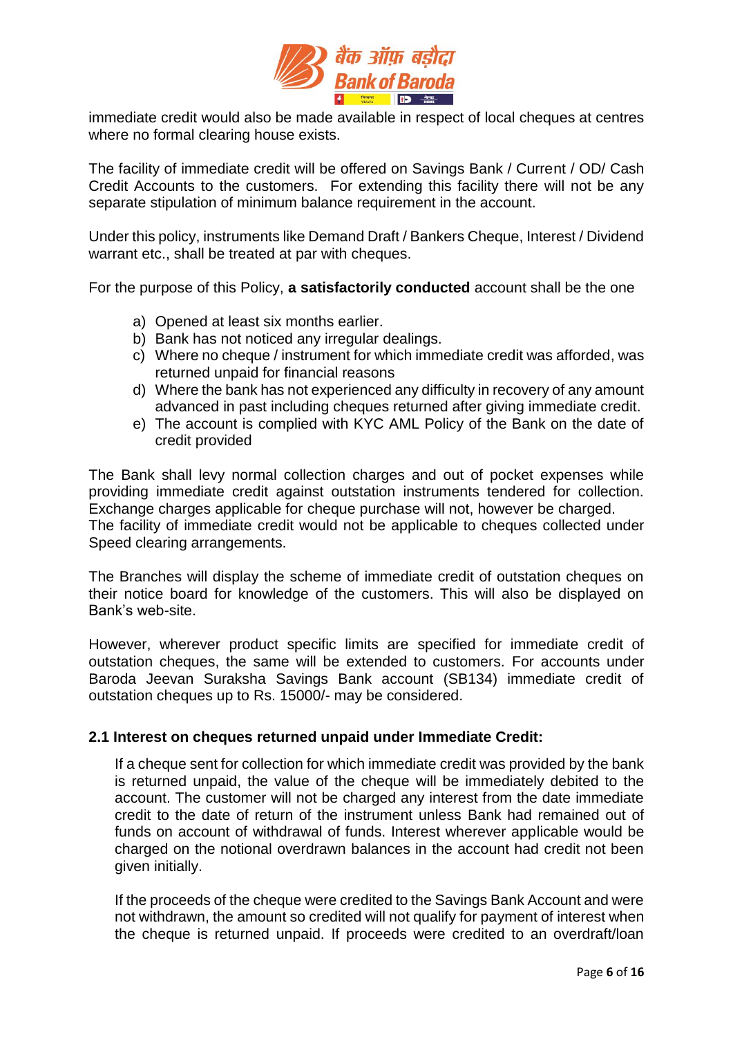immediate credit would also be made available in respect of local cheques at centres where no formal clearing house exists.

The facility of immediate credit will be offered on Savings Bank / Current / OD/ Cash Credit Accounts to the customers. For extending this facility there will not be any separate stipulation of minimum balance requirement in the account.

Under this policy, instruments like Demand Draft / Bankers Cheque, Interest / Dividend warrant etc., shall be treated at par with cheques.

For the purpose of this Policy, **a satisfactorily conducted** account shall be the one

a) Opened at least six months earlier.
b) Bank has not noticed any irregular dealings.
c) Where no cheque / instrument for which immediate credit was afforded, was returned unpaid for financial reasons
d) Where the bank has not experienced any difficulty in recovery of any amount advanced in past including cheques returned after giving immediate credit.
e) The account is complied with KYC AML Policy of the Bank on the date of credit provided

The Bank shall levy normal collection charges and out of pocket expenses while providing immediate credit against outstation instruments tendered for collection. Exchange charges applicable for cheque purchase will not, however be charged. The facility of immediate credit would not be applicable to cheques collected under Speed clearing arrangements.

The Branches will display the scheme of immediate credit of outstation cheques on their notice board for knowledge of the customers. This will also be displayed on Bank's web-site.

However, wherever product specific limits are specified for immediate credit of outstation cheques, the same will be extended to customers. For accounts under Baroda Jeevan Suraksha Savings Bank account (SB134) immediate credit of outstation cheques up to Rs. 15000/- may be considered.

### 2.1 Interest on cheques returned unpaid under Immediate Credit:

If a cheque sent for collection for which immediate credit was provided by the bank is returned unpaid, the value of the cheque will be immediately debited to the account. The customer will not be charged any interest from the date immediate credit to the date of return of the instrument unless Bank had remained out of funds on account of withdrawal of funds. Interest wherever applicable would be charged on the notional overdrawn balances in the account had credit not been given initially.

If the proceeds of the cheque were credited to the Savings Bank Account and were not withdrawn, the amount so credited will not qualify for payment of interest when the cheque is returned unpaid. If proceeds were credited to an overdraft/loan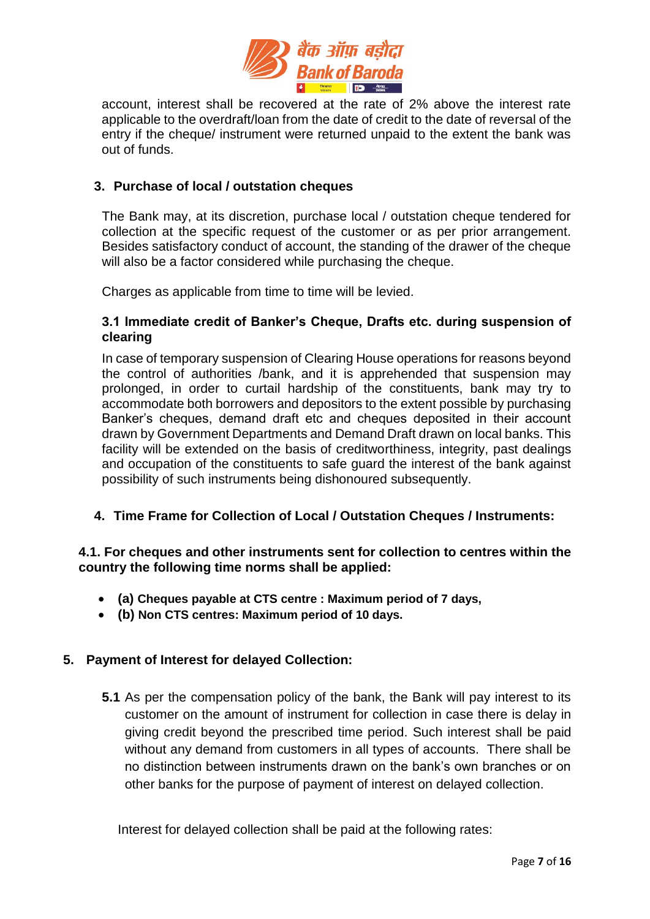account, interest shall be recovered at the rate of 2% above the interest rate applicable to the overdraft/loan from the date of credit to the date of reversal of the entry if the cheque/ instrument were returned unpaid to the extent the bank was out of funds.

## 3. Purchase of local / outstation cheques

The Bank may, at its discretion, purchase local / outstation cheque tendered for collection at the specific request of the customer or as per prior arrangement. Besides satisfactory conduct of account, the standing of the drawer of the cheque will also be a factor considered while purchasing the cheque.

Charges as applicable from time to time will be levied.

### 3.1 Immediate credit of Banker's Cheque, Drafts etc. during suspension of clearing

In case of temporary suspension of Clearing House operations for reasons beyond the control of authorities /bank, and it is apprehended that suspension may prolonged, in order to curtail hardship of the constituents, bank may try to accommodate both borrowers and depositors to the extent possible by purchasing Banker's cheques, demand draft etc and cheques deposited in their account drawn by Government Departments and Demand Draft drawn on local banks. This facility will be extended on the basis of creditworthiness, integrity, past dealings and occupation of the constituents to safe guard the interest of the bank against possibility of such instruments being dishonoured subsequently.

## 4. Time Frame for Collection of Local / Outstation Cheques / Instruments:

**4.1. For cheques and other instruments sent for collection to centres within the country the following time norms shall be applied:**

- **(a) Cheques payable at CTS centre : Maximum period of 7 days,**
- **(b) Non CTS centres: Maximum period of 10 days.**

## 5. Payment of Interest for delayed Collection:

**5.1** As per the compensation policy of the bank, the Bank will pay interest to its customer on the amount of instrument for collection in case there is delay in giving credit beyond the prescribed time period. Such interest shall be paid without any demand from customers in all types of accounts. There shall be no distinction between instruments drawn on the bank's own branches or on other banks for the purpose of payment of interest on delayed collection.

Interest for delayed collection shall be paid at the following rates: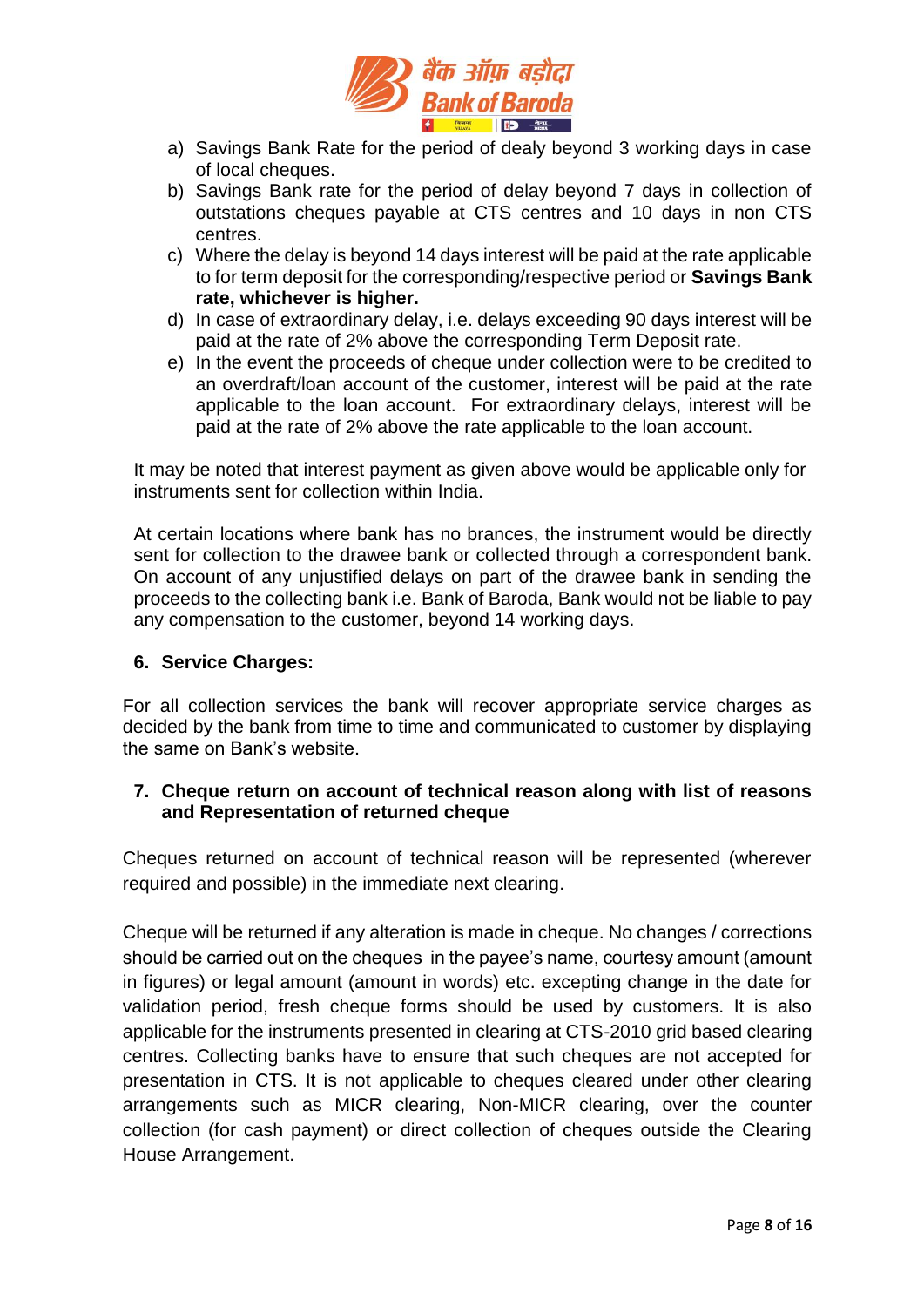a) Savings Bank Rate for the period of dealy beyond 3 working days in case of local cheques.
b) Savings Bank rate for the period of delay beyond 7 days in collection of outstations cheques payable at CTS centres and 10 days in non CTS centres.
c) Where the delay is beyond 14 days interest will be paid at the rate applicable to for term deposit for the corresponding/respective period or **Savings Bank rate, whichever is higher.**
d) In case of extraordinary delay, i.e. delays exceeding 90 days interest will be paid at the rate of 2% above the corresponding Term Deposit rate.
e) In the event the proceeds of cheque under collection were to be credited to an overdraft/loan account of the customer, interest will be paid at the rate applicable to the loan account. For extraordinary delays, interest will be paid at the rate of 2% above the rate applicable to the loan account.

It may be noted that interest payment as given above would be applicable only for instruments sent for collection within India.

At certain locations where bank has no brances, the instrument would be directly sent for collection to the drawee bank or collected through a correspondent bank. On account of any unjustified delays on part of the drawee bank in sending the proceeds to the collecting bank i.e. Bank of Baroda, Bank would not be liable to pay any compensation to the customer, beyond 14 working days.

### 6. Service Charges:

For all collection services the bank will recover appropriate service charges as decided by the bank from time to time and communicated to customer by displaying the same on Bank's website.

### 7. Cheque return on account of technical reason along with list of reasons and Representation of returned cheque

Cheques returned on account of technical reason will be represented (wherever required and possible) in the immediate next clearing.

Cheque will be returned if any alteration is made in cheque. No changes / corrections should be carried out on the cheques in the payee's name, courtesy amount (amount in figures) or legal amount (amount in words) etc. excepting change in the date for validation period, fresh cheque forms should be used by customers. It is also applicable for the instruments presented in clearing at CTS-2010 grid based clearing centres. Collecting banks have to ensure that such cheques are not accepted for presentation in CTS. It is not applicable to cheques cleared under other clearing arrangements such as MICR clearing, Non-MICR clearing, over the counter collection (for cash payment) or direct collection of cheques outside the Clearing House Arrangement.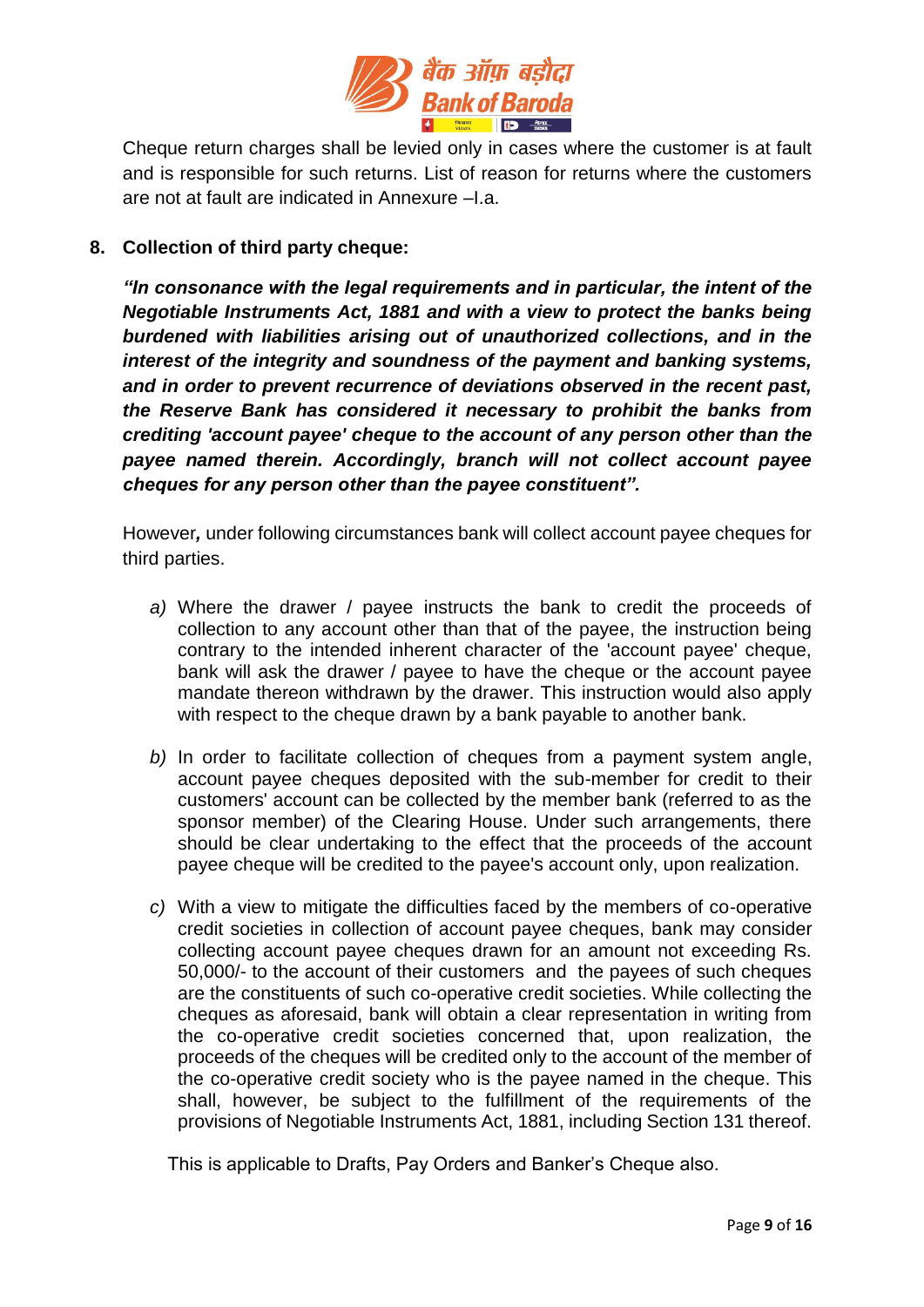Cheque return charges shall be levied only in cases where the customer is at fault and is responsible for such returns. List of reason for returns where the customers are not at fault are indicated in Annexure –I.a.

**8. Collection of third party cheque:**

***"In consonance with the legal requirements and in particular, the intent of the Negotiable Instruments Act, 1881 and with a view to protect the banks being burdened with liabilities arising out of unauthorized collections, and in the interest of the integrity and soundness of the payment and banking systems, and in order to prevent recurrence of deviations observed in the recent past, the Reserve Bank has considered it necessary to prohibit the banks from crediting 'account payee' cheque to the account of any person other than the payee named therein. Accordingly, branch will not collect account payee cheques for any person other than the payee constituent".***

However***,*** under following circumstances bank will collect account payee cheques for third parties.

*a)* Where the drawer / payee instructs the bank to credit the proceeds of collection to any account other than that of the payee, the instruction being contrary to the intended inherent character of the 'account payee' cheque, bank will ask the drawer / payee to have the cheque or the account payee mandate thereon withdrawn by the drawer. This instruction would also apply with respect to the cheque drawn by a bank payable to another bank.

*b)* In order to facilitate collection of cheques from a payment system angle, account payee cheques deposited with the sub-member for credit to their customers' account can be collected by the member bank (referred to as the sponsor member) of the Clearing House. Under such arrangements, there should be clear undertaking to the effect that the proceeds of the account payee cheque will be credited to the payee's account only, upon realization.

*c)* With a view to mitigate the difficulties faced by the members of co-operative credit societies in collection of account payee cheques, bank may consider collecting account payee cheques drawn for an amount not exceeding Rs. 50,000/- to the account of their customers and the payees of such cheques are the constituents of such co-operative credit societies. While collecting the cheques as aforesaid, bank will obtain a clear representation in writing from the co-operative credit societies concerned that, upon realization, the proceeds of the cheques will be credited only to the account of the member of the co-operative credit society who is the payee named in the cheque. This shall, however, be subject to the fulfillment of the requirements of the provisions of Negotiable Instruments Act, 1881, including Section 131 thereof.

This is applicable to Drafts, Pay Orders and Banker's Cheque also.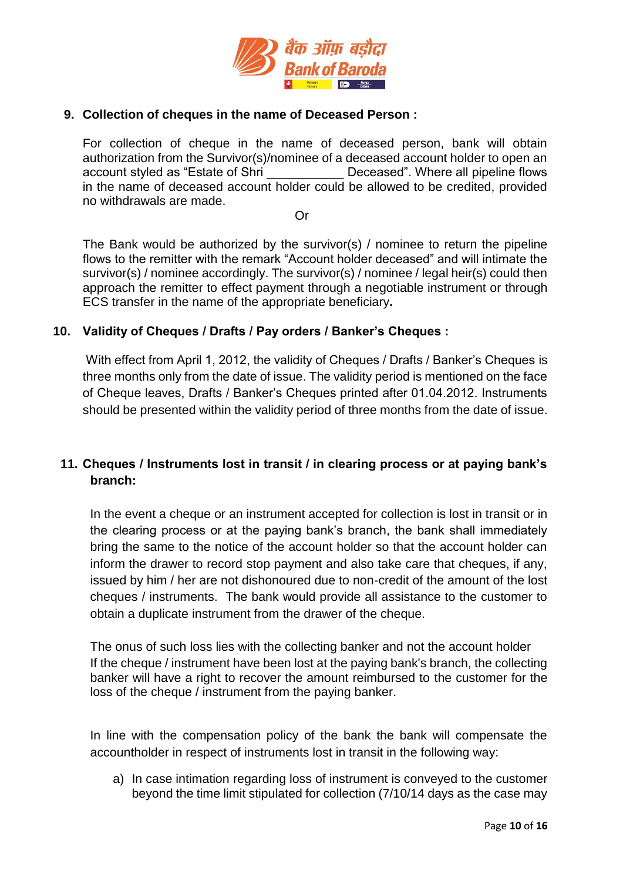**9. Collection of cheques in the name of Deceased Person :**

For collection of cheque in the name of deceased person, bank will obtain authorization from the Survivor(s)/nominee of a deceased account holder to open an account styled as "Estate of Shri ___________ Deceased". Where all pipeline flows in the name of deceased account holder could be allowed to be credited, provided no withdrawals are made.

Or

The Bank would be authorized by the survivor(s) / nominee to return the pipeline flows to the remitter with the remark "Account holder deceased" and will intimate the survivor(s) / nominee accordingly. The survivor(s) / nominee / legal heir(s) could then approach the remitter to effect payment through a negotiable instrument or through ECS transfer in the name of the appropriate beneficiary***.***

**10. Validity of Cheques / Drafts / Pay orders / Banker's Cheques :**

With effect from April 1, 2012, the validity of Cheques / Drafts / Banker's Cheques is three months only from the date of issue. The validity period is mentioned on the face of Cheque leaves, Drafts / Banker's Cheques printed after 01.04.2012. Instruments should be presented within the validity period of three months from the date of issue.

**11. Cheques / Instruments lost in transit / in clearing process or at paying bank's branch:**

In the event a cheque or an instrument accepted for collection is lost in transit or in the clearing process or at the paying bank's branch, the bank shall immediately bring the same to the notice of the account holder so that the account holder can inform the drawer to record stop payment and also take care that cheques, if any, issued by him / her are not dishonoured due to non-credit of the amount of the lost cheques / instruments. The bank would provide all assistance to the customer to obtain a duplicate instrument from the drawer of the cheque.

The onus of such loss lies with the collecting banker and not the account holder
If the cheque / instrument have been lost at the paying bank's branch, the collecting banker will have a right to recover the amount reimbursed to the customer for the loss of the cheque / instrument from the paying banker.

In line with the compensation policy of the bank the bank will compensate the accountholder in respect of instruments lost in transit in the following way:

a) In case intimation regarding loss of instrument is conveyed to the customer beyond the time limit stipulated for collection (7/10/14 days as the case may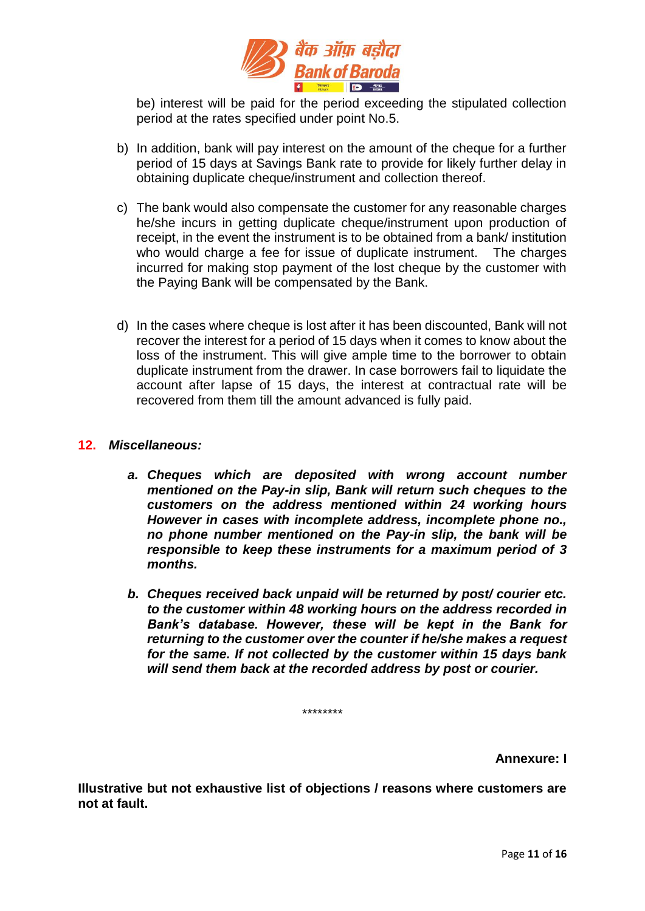be) interest will be paid for the period exceeding the stipulated collection period at the rates specified under point No.5.

b) In addition, bank will pay interest on the amount of the cheque for a further period of 15 days at Savings Bank rate to provide for likely further delay in obtaining duplicate cheque/instrument and collection thereof.

c) The bank would also compensate the customer for any reasonable charges he/she incurs in getting duplicate cheque/instrument upon production of receipt, in the event the instrument is to be obtained from a bank/ institution who would charge a fee for issue of duplicate instrument. The charges incurred for making stop payment of the lost cheque by the customer with the Paying Bank will be compensated by the Bank.

d) In the cases where cheque is lost after it has been discounted, Bank will not recover the interest for a period of 15 days when it comes to know about the loss of the instrument. This will give ample time to the borrower to obtain duplicate instrument from the drawer. In case borrowers fail to liquidate the account after lapse of 15 days, the interest at contractual rate will be recovered from them till the amount advanced is fully paid.

## 12. *Miscellaneous:*

***a. Cheques which are deposited with wrong account number mentioned on the Pay-in slip, Bank will return such cheques to the customers on the address mentioned within 24 working hours However in cases with incomplete address, incomplete phone no., no phone number mentioned on the Pay-in slip, the bank will be responsible to keep these instruments for a maximum period of 3 months.***

***b. Cheques received back unpaid will be returned by post/ courier etc. to the customer within 48 working hours on the address recorded in Bank's database. However, these will be kept in the Bank for returning to the customer over the counter if he/she makes a request for the same. If not collected by the customer within 15 days bank will send them back at the recorded address by post or courier.***

********

**Annexure: I**

**Illustrative but not exhaustive list of objections / reasons where customers are not at fault.**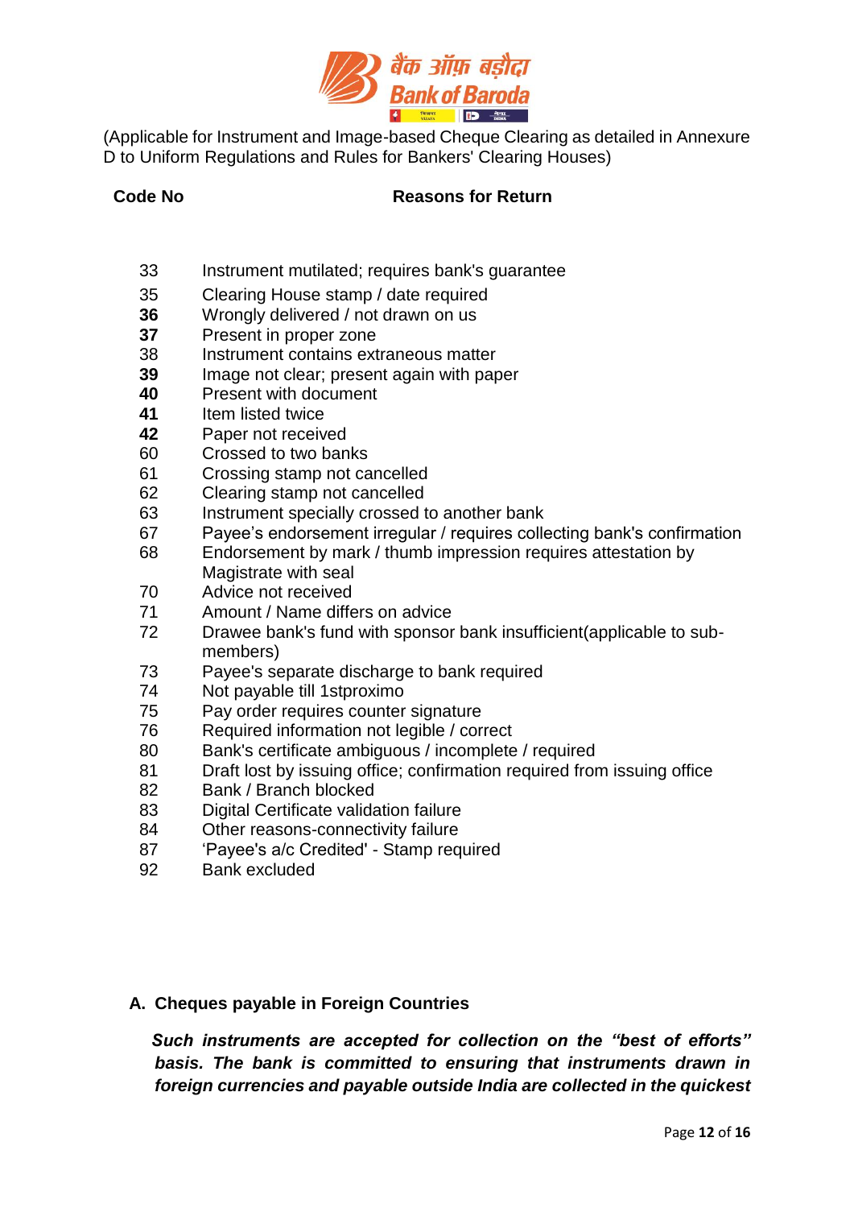(Applicable for Instrument and Image-based Cheque Clearing as detailed in Annexure D to Uniform Regulations and Rules for Bankers' Clearing Houses)

| Code No | Reasons for Return |
|---|---|
| 33 | Instrument mutilated; requires bank's guarantee |
| 35 | Clearing House stamp / date required |
| **36** | Wrongly delivered / not drawn on us |
| **37** | Present in proper zone |
| 38 | Instrument contains extraneous matter |
| **39** | Image not clear; present again with paper |
| **40** | Present with document |
| **41** | Item listed twice |
| **42** | Paper not received |
| 60 | Crossed to two banks |
| 61 | Crossing stamp not cancelled |
| 62 | Clearing stamp not cancelled |
| 63 | Instrument specially crossed to another bank |
| 67 | Payee's endorsement irregular / requires collecting bank's confirmation |
| 68 | Endorsement by mark / thumb impression requires attestation by Magistrate with seal |
| 70 | Advice not received |
| 71 | Amount / Name differs on advice |
| 72 | Drawee bank's fund with sponsor bank insufficient(applicable to sub-members) |
| 73 | Payee's separate discharge to bank required |
| 74 | Not payable till 1stproximo |
| 75 | Pay order requires counter signature |
| 76 | Required information not legible / correct |
| 80 | Bank's certificate ambiguous / incomplete / required |
| 81 | Draft lost by issuing office; confirmation required from issuing office |
| 82 | Bank / Branch blocked |
| 83 | Digital Certificate validation failure |
| 84 | Other reasons-connectivity failure |
| 87 | 'Payee's a/c Credited' - Stamp required |
| 92 | Bank excluded |

## A. Cheques payable in Foreign Countries

***Such instruments are accepted for collection on the "best of efforts" basis. The bank is committed to ensuring that instruments drawn in foreign currencies and payable outside India are collected in the quickest***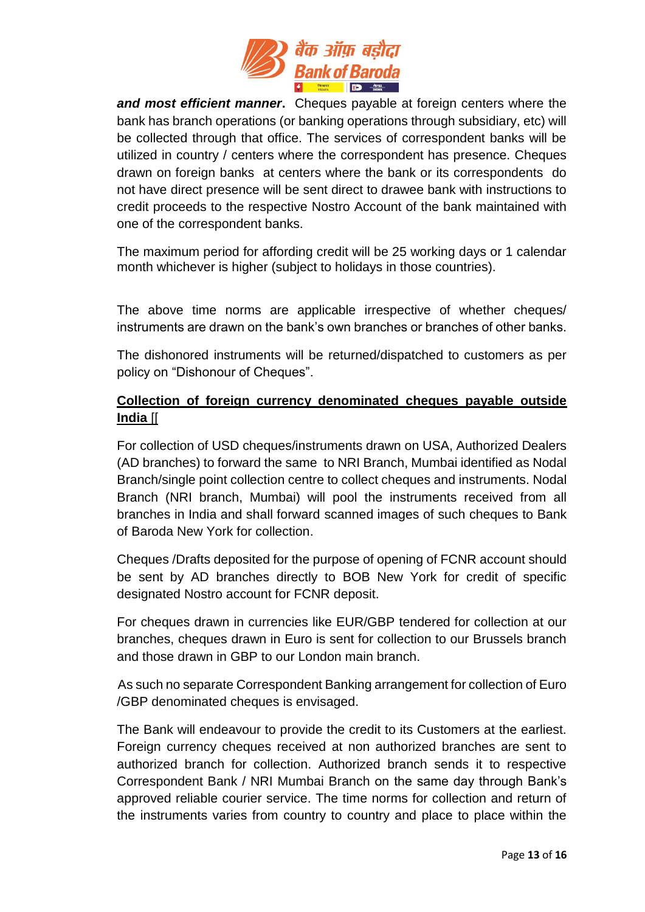***and most efficient manner***. Cheques payable at foreign centers where the bank has branch operations (or banking operations through subsidiary, etc) will be collected through that office. The services of correspondent banks will be utilized in country / centers where the correspondent has presence. Cheques drawn on foreign banks at centers where the bank or its correspondents do not have direct presence will be sent direct to drawee bank with instructions to credit proceeds to the respective Nostro Account of the bank maintained with one of the correspondent banks.

The maximum period for affording credit will be 25 working days or 1 calendar month whichever is higher (subject to holidays in those countries).

The above time norms are applicable irrespective of whether cheques/ instruments are drawn on the bank's own branches or branches of other banks.

The dishonored instruments will be returned/dispatched to customers as per policy on "Dishonour of Cheques".

**Collection of foreign currency denominated cheques payable outside India** [[

For collection of USD cheques/instruments drawn on USA, Authorized Dealers (AD branches) to forward the same to NRI Branch, Mumbai identified as Nodal Branch/single point collection centre to collect cheques and instruments. Nodal Branch (NRI branch, Mumbai) will pool the instruments received from all branches in India and shall forward scanned images of such cheques to Bank of Baroda New York for collection.

Cheques /Drafts deposited for the purpose of opening of FCNR account should be sent by AD branches directly to BOB New York for credit of specific designated Nostro account for FCNR deposit.

For cheques drawn in currencies like EUR/GBP tendered for collection at our branches, cheques drawn in Euro is sent for collection to our Brussels branch and those drawn in GBP to our London main branch.

As such no separate Correspondent Banking arrangement for collection of Euro /GBP denominated cheques is envisaged.

The Bank will endeavour to provide the credit to its Customers at the earliest. Foreign currency cheques received at non authorized branches are sent to authorized branch for collection. Authorized branch sends it to respective Correspondent Bank / NRI Mumbai Branch on the same day through Bank's approved reliable courier service. The time norms for collection and return of the instruments varies from country to country and place to place within the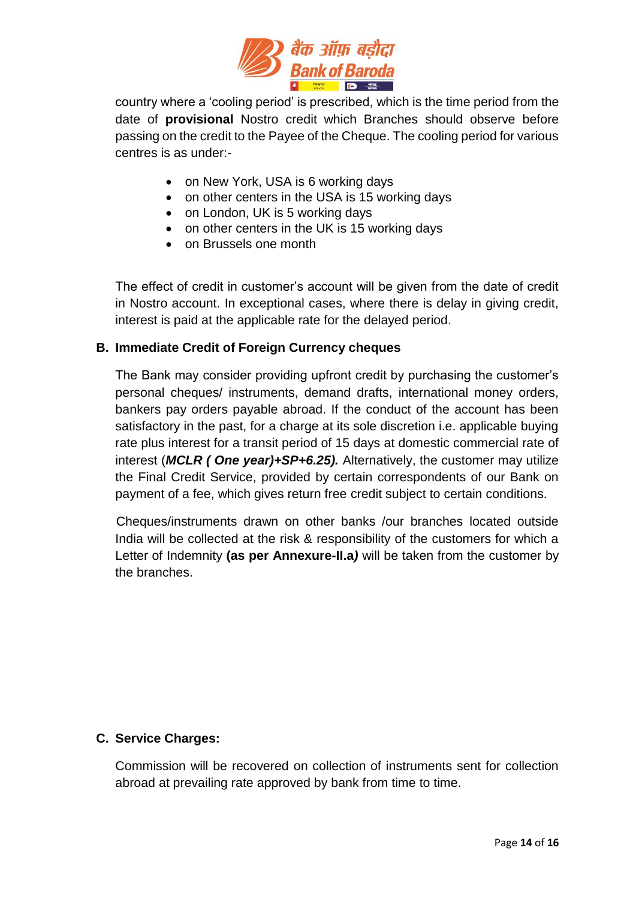country where a 'cooling period' is prescribed, which is the time period from the date of **provisional** Nostro credit which Branches should observe before passing on the credit to the Payee of the Cheque. The cooling period for various centres is as under:-

- on New York, USA is 6 working days
- on other centers in the USA is 15 working days
- on London, UK is 5 working days
- on other centers in the UK is 15 working days
- on Brussels one month

The effect of credit in customer's account will be given from the date of credit in Nostro account. In exceptional cases, where there is delay in giving credit, interest is paid at the applicable rate for the delayed period.

**B. Immediate Credit of Foreign Currency cheques**

The Bank may consider providing upfront credit by purchasing the customer's personal cheques/ instruments, demand drafts, international money orders, bankers pay orders payable abroad. If the conduct of the account has been satisfactory in the past, for a charge at its sole discretion i.e. applicable buying rate plus interest for a transit period of 15 days at domestic commercial rate of interest (***MCLR ( One year)+SP+6.25).*** Alternatively, the customer may utilize the Final Credit Service, provided by certain correspondents of our Bank on payment of a fee, which gives return free credit subject to certain conditions.

Cheques/instruments drawn on other banks /our branches located outside India will be collected at the risk & responsibility of the customers for which a Letter of Indemnity **(as per Annexure-II.a*)*** will be taken from the customer by the branches.

**C. Service Charges:**

Commission will be recovered on collection of instruments sent for collection abroad at prevailing rate approved by bank from time to time.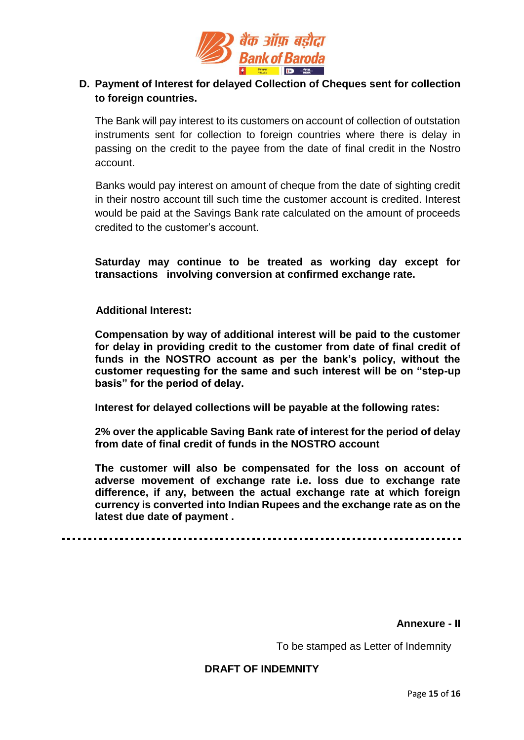## D. Payment of Interest for delayed Collection of Cheques sent for collection to foreign countries.

The Bank will pay interest to its customers on account of collection of outstation instruments sent for collection to foreign countries where there is delay in passing on the credit to the payee from the date of final credit in the Nostro account.

Banks would pay interest on amount of cheque from the date of sighting credit in their nostro account till such time the customer account is credited. Interest would be paid at the Savings Bank rate calculated on the amount of proceeds credited to the customer's account.

**Saturday may continue to be treated as working day except for transactions involving conversion at confirmed exchange rate.**

**Additional Interest:**

**Compensation by way of additional interest will be paid to the customer for delay in providing credit to the customer from date of final credit of funds in the NOSTRO account as per the bank's policy, without the customer requesting for the same and such interest will be on "step-up basis" for the period of delay.**

**Interest for delayed collections will be payable at the following rates:**

**2% over the applicable Saving Bank rate of interest for the period of delay from date of final credit of funds in the NOSTRO account**

**The customer will also be compensated for the loss on account of adverse movement of exchange rate i.e. loss due to exchange rate difference, if any, between the actual exchange rate at which foreign currency is converted into Indian Rupees and the exchange rate as on the latest due date of payment .**

---

**Annexure - II**

To be stamped as Letter of Indemnity

**DRAFT OF INDEMNITY**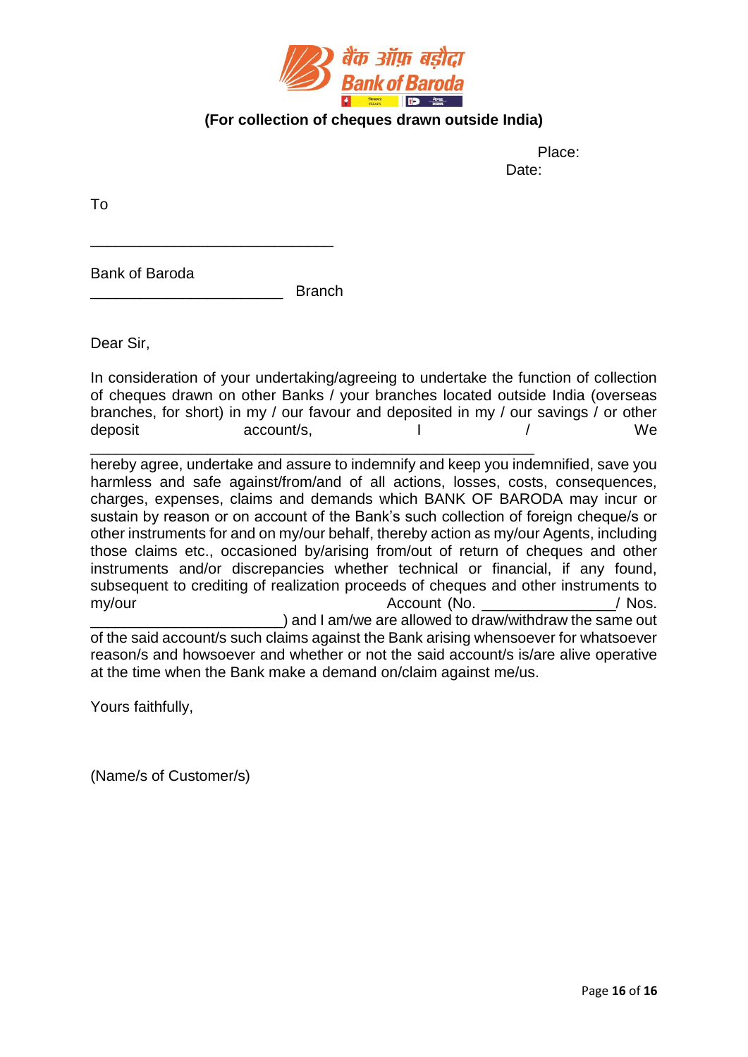**(For collection of cheques drawn outside India)**

Place:
Date:

To

_____________________________

Bank of Baroda
_______________________ Branch

Dear Sir,

In consideration of your undertaking/agreeing to undertake the function of collection of cheques drawn on other Banks / your branches located outside India (overseas branches, for short) in my / our favour and deposited in my / our savings / or other deposit account/s, I / We _____________________________________________________ hereby agree, undertake and assure to indemnify and keep you indemnified, save you harmless and safe against/from/and of all actions, losses, costs, consequences, charges, expenses, claims and demands which BANK OF BARODA may incur or sustain by reason or on account of the Bank's such collection of foreign cheque/s or other instruments for and on my/our behalf, thereby action as my/our Agents, including those claims etc., occasioned by/arising from/out of return of cheques and other instruments and/or discrepancies whether technical or financial, if any found, subsequent to crediting of realization proceeds of cheques and other instruments to my/our Account (No. ________________/ Nos. _______________________) and I am/we are allowed to draw/withdraw the same out of the said account/s such claims against the Bank arising whensoever for whatsoever reason/s and howsoever and whether or not the said account/s is/are alive operative at the time when the Bank make a demand on/claim against me/us.

Yours faithfully,

(Name/s of Customer/s)